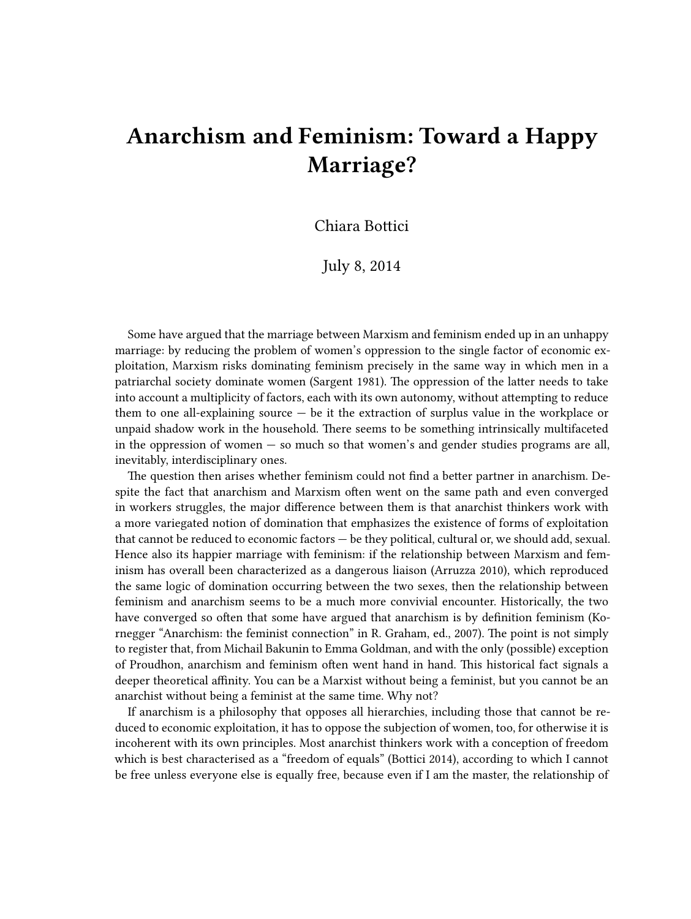# Anarchism and Feminism: Toward a Happy Marriage?

Chiara Bottici

July 8, 2014

Some have argued that the marriage between Marxism and feminism ended up in an unhappy marriage: by reducing the problem of women's oppression to the single factor of economic exploitation, Marxism risks dominating feminism precisely in the same way in which men in a patriarchal society dominate women (Sargent 1981). The oppression of the latter needs to take into account a multiplicity of factors, each with its own autonomy, without attempting to reduce them to one all-explaining source — be it the extraction of surplus value in the workplace or unpaid shadow work in the household. There seems to be something intrinsically multifaceted in the oppression of women — so much so that women's and gender studies programs are all, inevitably, interdisciplinary ones.

The question then arises whether feminism could not find a better partner in anarchism. Despite the fact that anarchism and Marxism often went on the same path and even converged in workers struggles, the major difference between them is that anarchist thinkers work with a more variegated notion of domination that emphasizes the existence of forms of exploitation that cannot be reduced to economic factors — be they political, cultural or, we should add, sexual. Hence also its happier marriage with feminism: if the relationship between Marxism and feminism has overall been characterized as a dangerous liaison (Arruzza 2010), which reproduced the same logic of domination occurring between the two sexes, then the relationship between feminism and anarchism seems to be a much more convivial encounter. Historically, the two have converged so often that some have argued that anarchism is by definition feminism (Kornegger "Anarchism: the feminist connection" in R. Graham, ed., 2007). The point is not simply to register that, from Michail Bakunin to Emma Goldman, and with the only (possible) exception of Proudhon, anarchism and feminism often went hand in hand. This historical fact signals a deeper theoretical affinity. You can be a Marxist without being a feminist, but you cannot be an anarchist without being a feminist at the same time. Why not?

If anarchism is a philosophy that opposes all hierarchies, including those that cannot be reduced to economic exploitation, it has to oppose the subjection of women, too, for otherwise it is incoherent with its own principles. Most anarchist thinkers work with a conception of freedom which is best characterised as a "freedom of equals" (Bottici 2014), according to which I cannot be free unless everyone else is equally free, because even if I am the master, the relationship of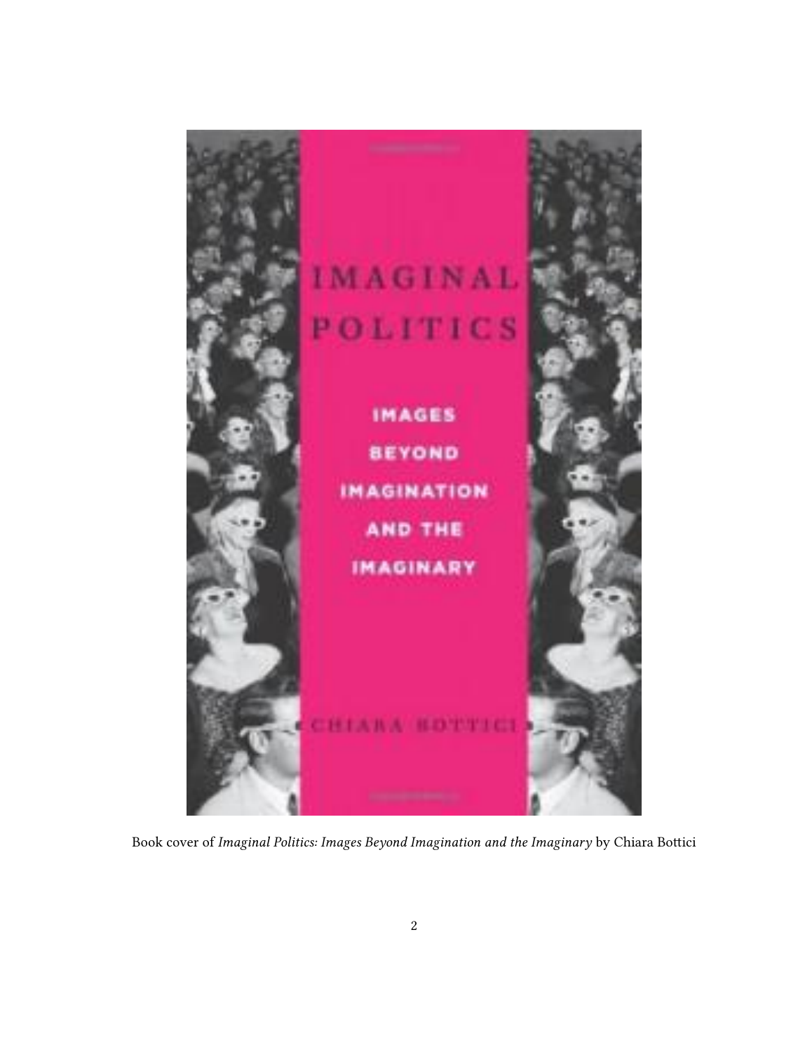Book cover of *Imaginal Politics: Images Beyond Imagination and the Imaginary* by Chiara Bottici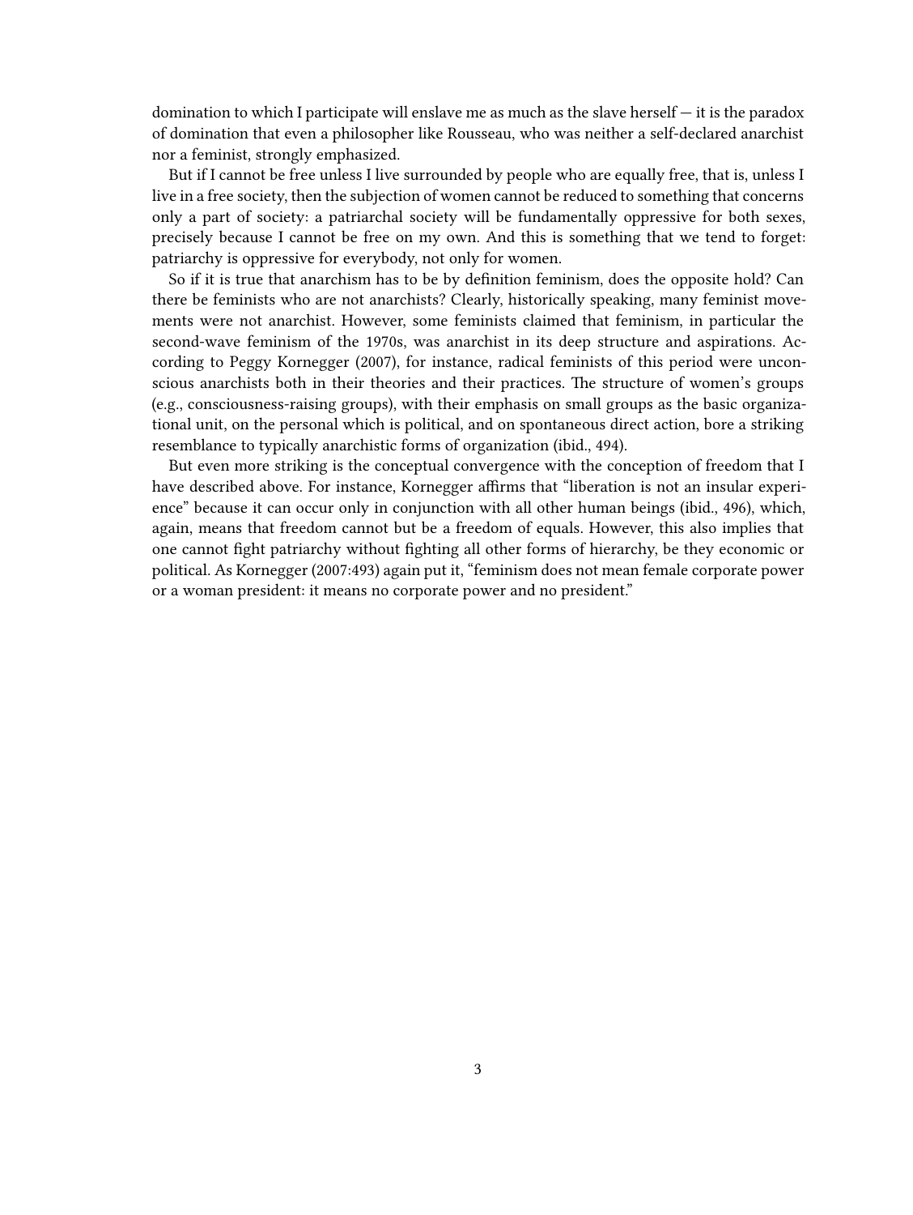domination to which I participate will enslave me as much as the slave herself — it is the paradox of domination that even a philosopher like Rousseau, who was neither a self-declared anarchist nor a feminist, strongly emphasized.

But if I cannot be free unless I live surrounded by people who are equally free, that is, unless I live in a free society, then the subjection of women cannot be reduced to something that concerns only a part of society: a patriarchal society will be fundamentally oppressive for both sexes, precisely because I cannot be free on my own. And this is something that we tend to forget: patriarchy is oppressive for everybody, not only for women.

So if it is true that anarchism has to be by definition feminism, does the opposite hold? Can there be feminists who are not anarchists? Clearly, historically speaking, many feminist movements were not anarchist. However, some feminists claimed that feminism, in particular the second-wave feminism of the 1970s, was anarchist in its deep structure and aspirations. According to Peggy Kornegger (2007), for instance, radical feminists of this period were unconscious anarchists both in their theories and their practices. The structure of women's groups (e.g., consciousness-raising groups), with their emphasis on small groups as the basic organizational unit, on the personal which is political, and on spontaneous direct action, bore a striking resemblance to typically anarchistic forms of organization (ibid., 494).

But even more striking is the conceptual convergence with the conception of freedom that I have described above. For instance, Kornegger affirms that "liberation is not an insular experience" because it can occur only in conjunction with all other human beings (ibid., 496), which, again, means that freedom cannot but be a freedom of equals. However, this also implies that one cannot fight patriarchy without fighting all other forms of hierarchy, be they economic or political. As Kornegger (2007:493) again put it, "feminism does not mean female corporate power or a woman president: it means no corporate power and no president."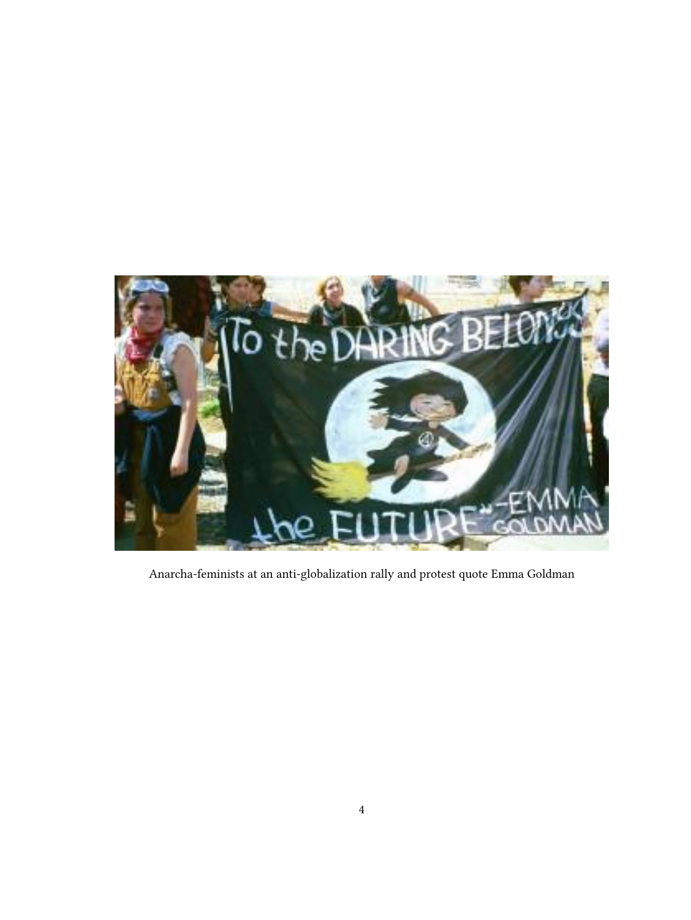Anarcha-feminists at an anti-globalization rally and protest quote Emma Goldman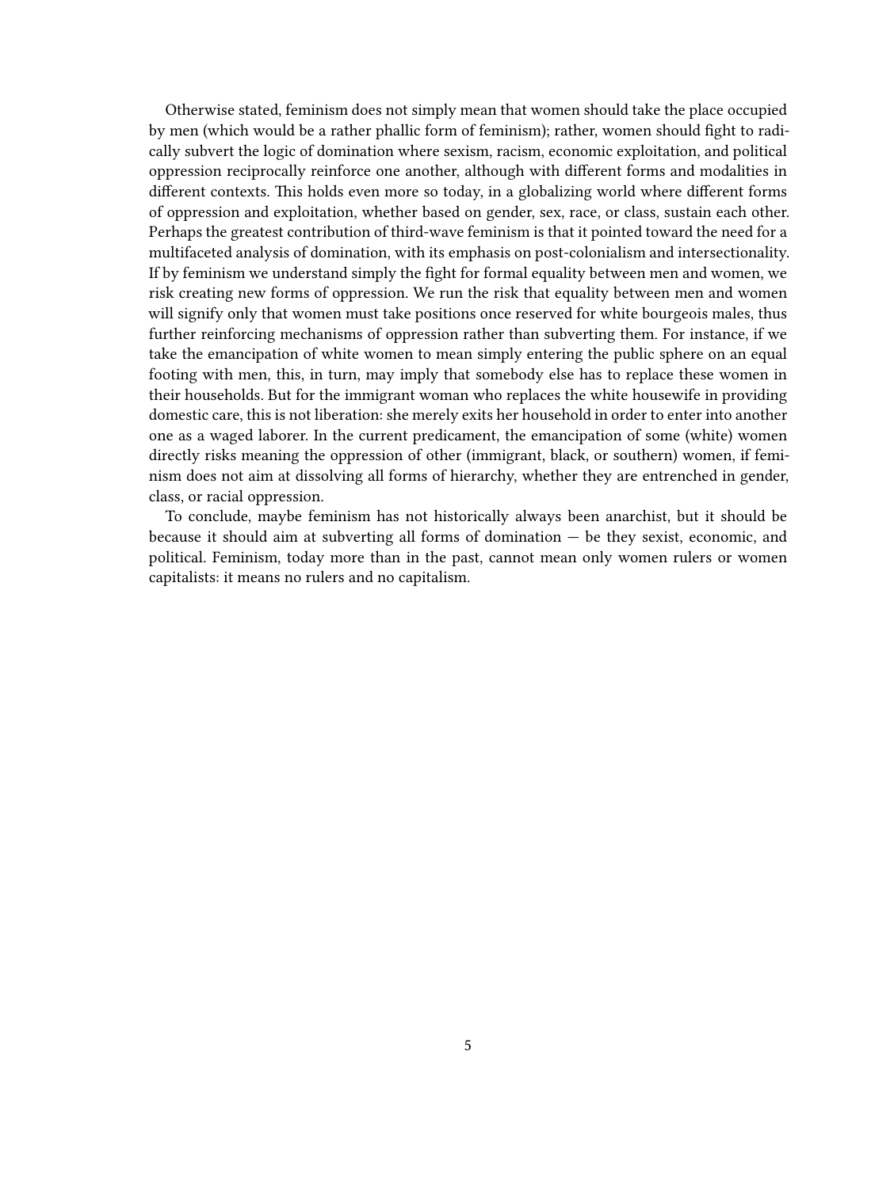Otherwise stated, feminism does not simply mean that women should take the place occupied by men (which would be a rather phallic form of feminism); rather, women should fight to radically subvert the logic of domination where sexism, racism, economic exploitation, and political oppression reciprocally reinforce one another, although with different forms and modalities in different contexts. This holds even more so today, in a globalizing world where different forms of oppression and exploitation, whether based on gender, sex, race, or class, sustain each other. Perhaps the greatest contribution of third-wave feminism is that it pointed toward the need for a multifaceted analysis of domination, with its emphasis on post-colonialism and intersectionality. If by feminism we understand simply the fight for formal equality between men and women, we risk creating new forms of oppression. We run the risk that equality between men and women will signify only that women must take positions once reserved for white bourgeois males, thus further reinforcing mechanisms of oppression rather than subverting them. For instance, if we take the emancipation of white women to mean simply entering the public sphere on an equal footing with men, this, in turn, may imply that somebody else has to replace these women in their households. But for the immigrant woman who replaces the white housewife in providing domestic care, this is not liberation: she merely exits her household in order to enter into another one as a waged laborer. In the current predicament, the emancipation of some (white) women directly risks meaning the oppression of other (immigrant, black, or southern) women, if feminism does not aim at dissolving all forms of hierarchy, whether they are entrenched in gender, class, or racial oppression.

To conclude, maybe feminism has not historically always been anarchist, but it should be because it should aim at subverting all forms of domination — be they sexist, economic, and political. Feminism, today more than in the past, cannot mean only women rulers or women capitalists: it means no rulers and no capitalism.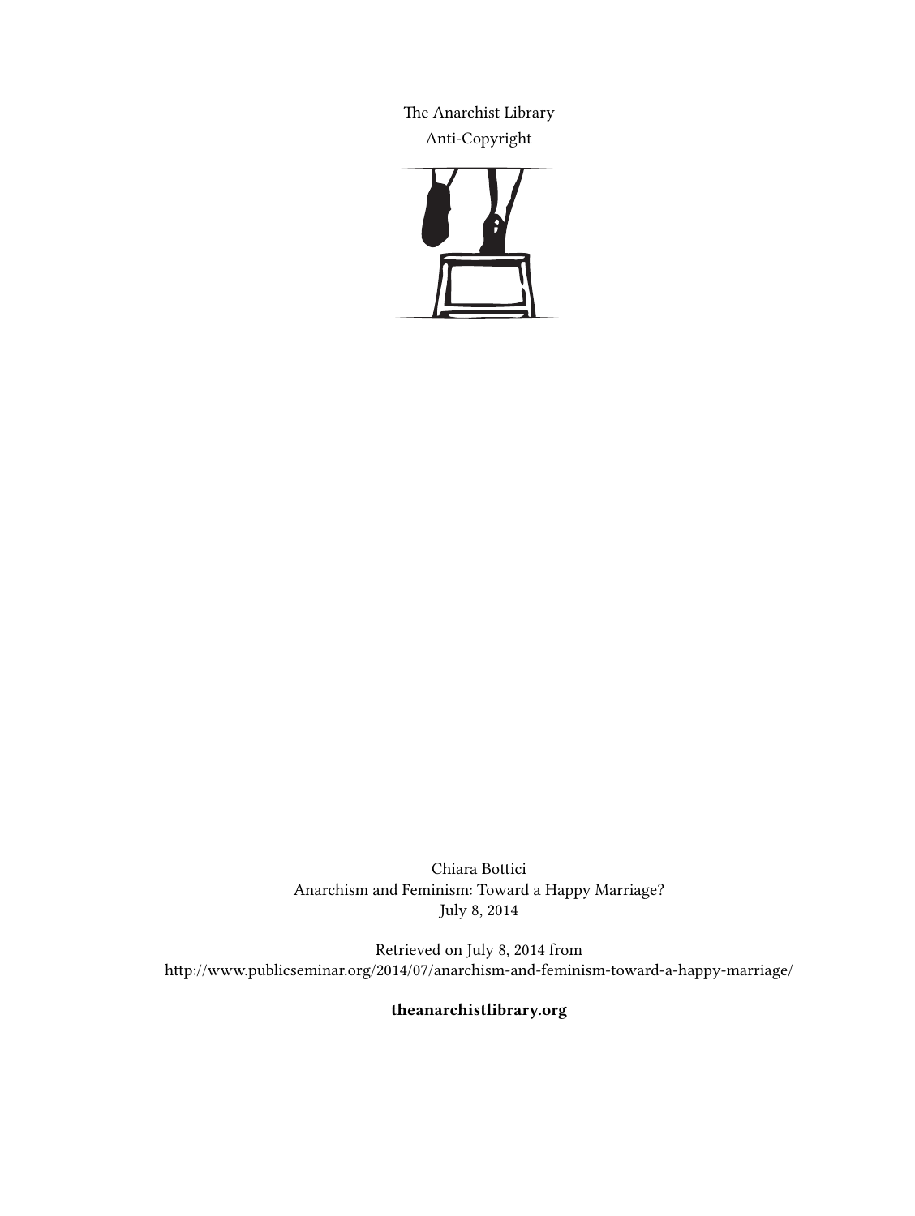The Anarchist Library
Anti-Copyright

Chiara Bottici
Anarchism and Feminism: Toward a Happy Marriage?
July 8, 2014

Retrieved on July 8, 2014 from
http://www.publicseminar.org/2014/07/anarchism-and-feminism-toward-a-happy-marriage/

**theanarchistlibrary.org**